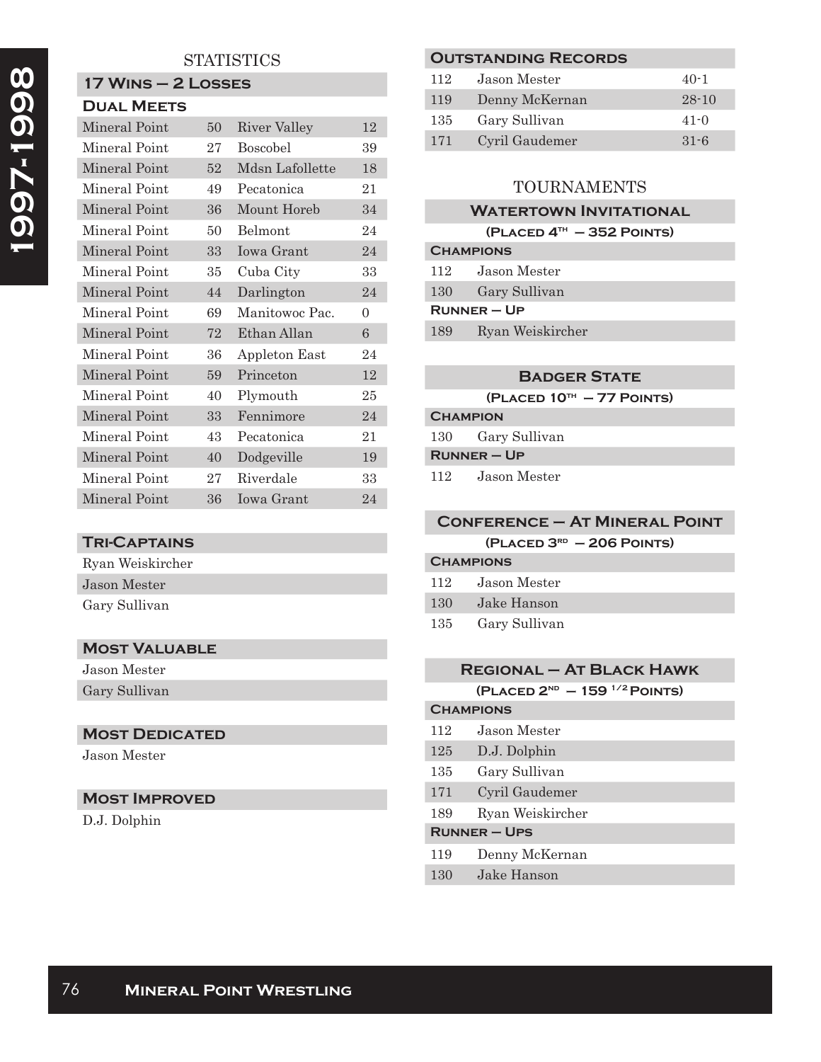# 1997-1998

## STATISTICS

### 17 Wins – 2 Losses

#### Dual Meets

| | | | |
|---|---|---|---|
| Mineral Point | 50 | River Valley | 12 |
| Mineral Point | 27 | Boscobel | 39 |
| Mineral Point | 52 | Mdsn Lafollette | 18 |
| Mineral Point | 49 | Pecatonica | 21 |
| Mineral Point | 36 | Mount Horeb | 34 |
| Mineral Point | 50 | Belmont | 24 |
| Mineral Point | 33 | Iowa Grant | 24 |
| Mineral Point | 35 | Cuba City | 33 |
| Mineral Point | 44 | Darlington | 24 |
| Mineral Point | 69 | Manitowoc Pac. | 0 |
| Mineral Point | 72 | Ethan Allan | 6 |
| Mineral Point | 36 | Appleton East | 24 |
| Mineral Point | 59 | Princeton | 12 |
| Mineral Point | 40 | Plymouth | 25 |
| Mineral Point | 33 | Fennimore | 24 |
| Mineral Point | 43 | Pecatonica | 21 |
| Mineral Point | 40 | Dodgeville | 19 |
| Mineral Point | 27 | Riverdale | 33 |
| Mineral Point | 36 | Iowa Grant | 24 |

### Tri-Captains

Ryan Weiskircher
Jason Mester
Gary Sullivan

### Most Valuable

Jason Mester
Gary Sullivan

### Most Dedicated

Jason Mester

### Most Improved

D.J. Dolphin

### Outstanding Records

| | | |
|---|---|---|
| 112 | Jason Mester | 40-1 |
| 119 | Denny McKernan | 28-10 |
| 135 | Gary Sullivan | 41-0 |
| 171 | Cyril Gaudemer | 31-6 |

## TOURNAMENTS

### Watertown Invitational

(Placed 4th – 352 Points)

**Champions**

| | |
|---|---|
| 112 | Jason Mester |
| 130 | Gary Sullivan |

**Runner – Up**

| | |
|---|---|
| 189 | Ryan Weiskircher |

### Badger State

(Placed 10th – 77 Points)

**Champion**

| | |
|---|---|
| 130 | Gary Sullivan |

**Runner – Up**

| | |
|---|---|
| 112 | Jason Mester |

### Conference – At Mineral Point

(Placed 3rd – 206 Points)

**Champions**

| | |
|---|---|
| 112 | Jason Mester |
| 130 | Jake Hanson |
| 135 | Gary Sullivan |

### Regional – At Black Hawk

(Placed 2nd – 159 1/2 Points)

**Champions**

| | |
|---|---|
| 112 | Jason Mester |
| 125 | D.J. Dolphin |
| 135 | Gary Sullivan |
| 171 | Cyril Gaudemer |
| 189 | Ryan Weiskircher |

**Runner – Ups**

| | |
|---|---|
| 119 | Denny McKernan |
| 130 | Jake Hanson |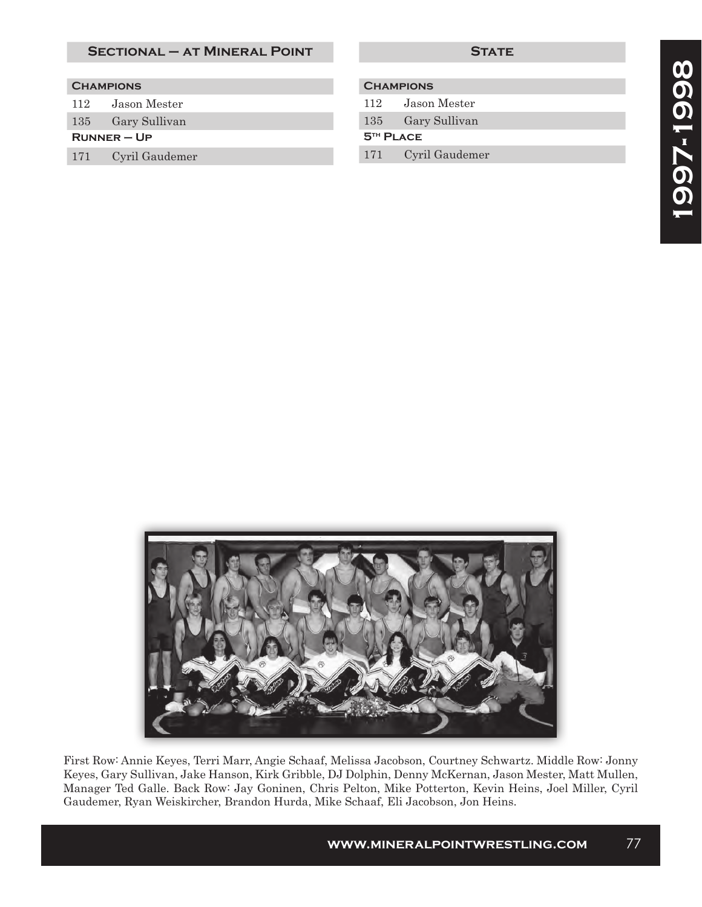## Sectional – at Mineral Point

| | |
|---|---|
| **Champions** | |
| 112 | Jason Mester |
| 135 | Gary Sullivan |
| **Runner – Up** | |
| 171 | Cyril Gaudemer |

## State

| | |
|---|---|
| **Champions** | |
| 112 | Jason Mester |
| 135 | Gary Sullivan |
| **5th Place** | |
| 171 | Cyril Gaudemer |

First Row: Annie Keyes, Terri Marr, Angie Schaaf, Melissa Jacobson, Courtney Schwartz. Middle Row: Jonny Keyes, Gary Sullivan, Jake Hanson, Kirk Gribble, DJ Dolphin, Denny McKernan, Jason Mester, Matt Mullen, Manager Ted Galle. Back Row: Jay Goninen, Chris Pelton, Mike Potterton, Kevin Heins, Joel Miller, Cyril Gaudemer, Ryan Weiskircher, Brandon Hurda, Mike Schaaf, Eli Jacobson, Jon Heins.